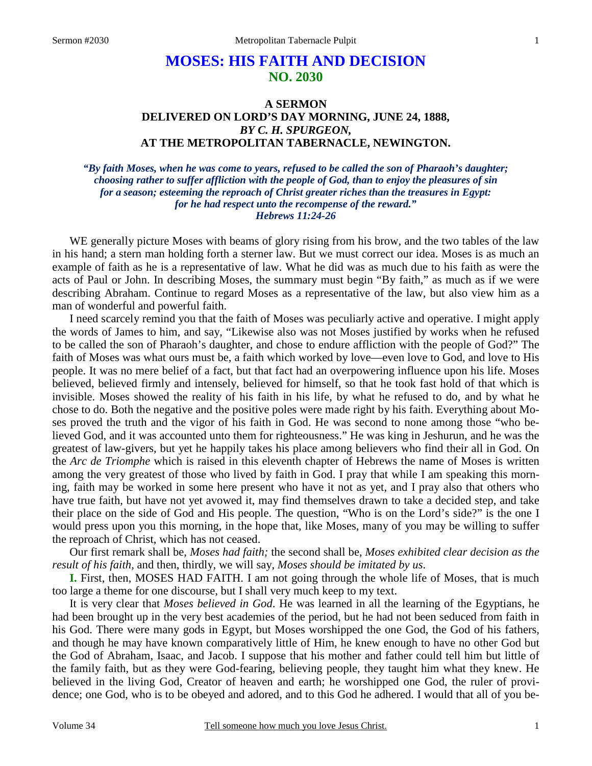# MOSES: HIS FAITH AND DECISION
## NO. 2030

### A SERMON
### DELIVERED ON LORD'S DAY MORNING, JUNE 24, 1888,
### *BY C. H. SPURGEON,*
### AT THE METROPOLITAN TABERNACLE, NEWINGTON.

***"By faith Moses, when he was come to years, refused to be called the son of Pharaoh's daughter; choosing rather to suffer affliction with the people of God, than to enjoy the pleasures of sin for a season; esteeming the reproach of Christ greater riches than the treasures in Egypt: for he had respect unto the recompense of the reward."***
***Hebrews 11:24-26***

WE generally picture Moses with beams of glory rising from his brow, and the two tables of the law in his hand; a stern man holding forth a sterner law. But we must correct our idea. Moses is as much an example of faith as he is a representative of law. What he did was as much due to his faith as were the acts of Paul or John. In describing Moses, the summary must begin "By faith," as much as if we were describing Abraham. Continue to regard Moses as a representative of the law, but also view him as a man of wonderful and powerful faith.

I need scarcely remind you that the faith of Moses was peculiarly active and operative. I might apply the words of James to him, and say, "Likewise also was not Moses justified by works when he refused to be called the son of Pharaoh's daughter, and chose to endure affliction with the people of God?" The faith of Moses was what ours must be, a faith which worked by love—even love to God, and love to His people. It was no mere belief of a fact, but that fact had an overpowering influence upon his life. Moses believed, believed firmly and intensely, believed for himself, so that he took fast hold of that which is invisible. Moses showed the reality of his faith in his life, by what he refused to do, and by what he chose to do. Both the negative and the positive poles were made right by his faith. Everything about Moses proved the truth and the vigor of his faith in God. He was second to none among those "who believed God, and it was accounted unto them for righteousness." He was king in Jeshurun, and he was the greatest of law-givers, but yet he happily takes his place among believers who find their all in God. On the *Arc de Triomphe* which is raised in this eleventh chapter of Hebrews the name of Moses is written among the very greatest of those who lived by faith in God. I pray that while I am speaking this morning, faith may be worked in some here present who have it not as yet, and I pray also that others who have true faith, but have not yet avowed it, may find themselves drawn to take a decided step, and take their place on the side of God and His people. The question, "Who is on the Lord's side?" is the one I would press upon you this morning, in the hope that, like Moses, many of you may be willing to suffer the reproach of Christ, which has not ceased.

Our first remark shall be, *Moses had faith;* the second shall be, *Moses exhibited clear decision as the result of his faith,* and then, thirdly, we will say, *Moses should be imitated by us*.

**I.** First, then, MOSES HAD FAITH. I am not going through the whole life of Moses, that is much too large a theme for one discourse, but I shall very much keep to my text.

It is very clear that *Moses believed in God.* He was learned in all the learning of the Egyptians, he had been brought up in the very best academies of the period, but he had not been seduced from faith in his God. There were many gods in Egypt, but Moses worshipped the one God, the God of his fathers, and though he may have known comparatively little of Him, he knew enough to have no other God but the God of Abraham, Isaac, and Jacob. I suppose that his mother and father could tell him but little of the family faith, but as they were God-fearing, believing people, they taught him what they knew. He believed in the living God, Creator of heaven and earth; he worshipped one God, the ruler of providence; one God, who is to be obeyed and adored, and to this God he adhered. I would that all of you be-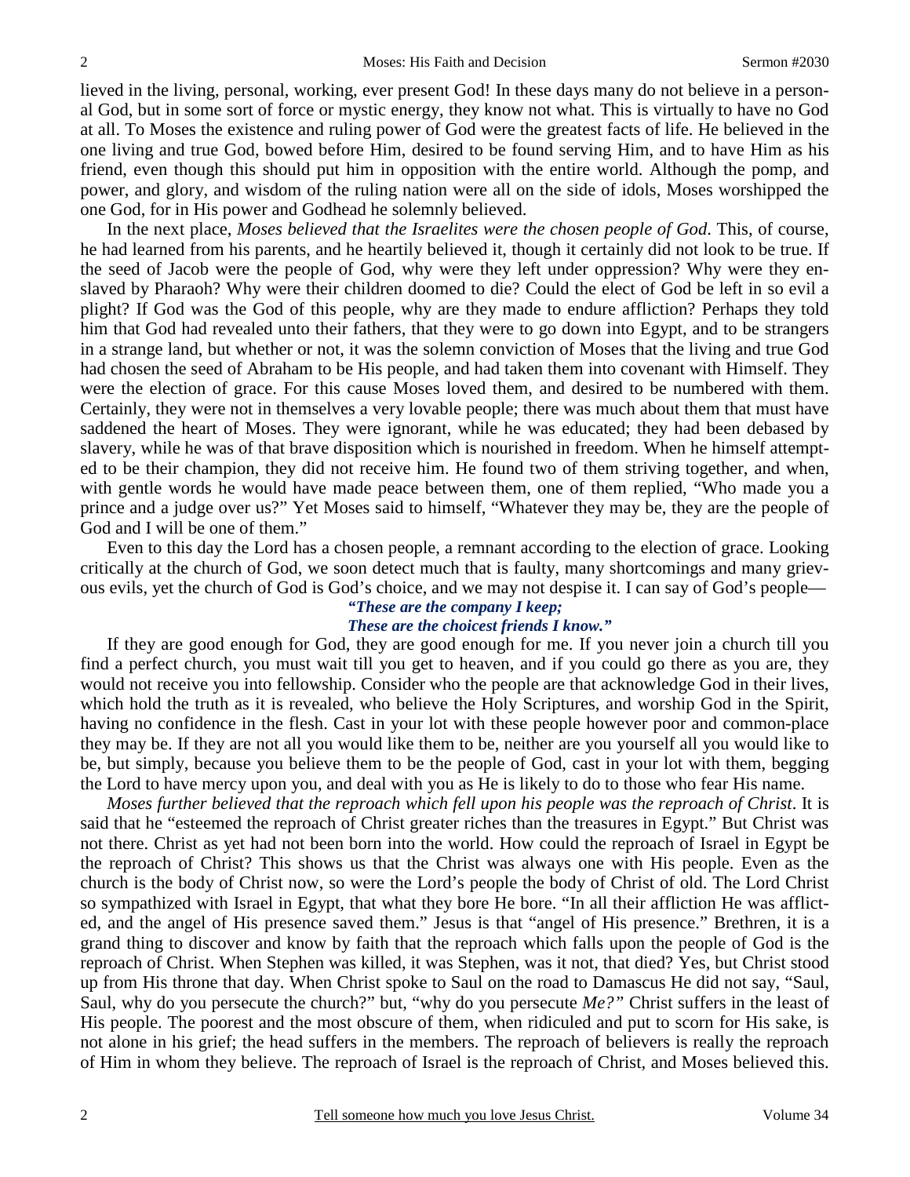lieved in the living, personal, working, ever present God! In these days many do not believe in a personal God, but in some sort of force or mystic energy, they know not what. This is virtually to have no God at all. To Moses the existence and ruling power of God were the greatest facts of life. He believed in the one living and true God, bowed before Him, desired to be found serving Him, and to have Him as his friend, even though this should put him in opposition with the entire world. Although the pomp, and power, and glory, and wisdom of the ruling nation were all on the side of idols, Moses worshipped the one God, for in His power and Godhead he solemnly believed.

In the next place, *Moses believed that the Israelites were the chosen people of God*. This, of course, he had learned from his parents, and he heartily believed it, though it certainly did not look to be true. If the seed of Jacob were the people of God, why were they left under oppression? Why were they enslaved by Pharaoh? Why were their children doomed to die? Could the elect of God be left in so evil a plight? If God was the God of this people, why are they made to endure affliction? Perhaps they told him that God had revealed unto their fathers, that they were to go down into Egypt, and to be strangers in a strange land, but whether or not, it was the solemn conviction of Moses that the living and true God had chosen the seed of Abraham to be His people, and had taken them into covenant with Himself. They were the election of grace. For this cause Moses loved them, and desired to be numbered with them. Certainly, they were not in themselves a very lovable people; there was much about them that must have saddened the heart of Moses. They were ignorant, while he was educated; they had been debased by slavery, while he was of that brave disposition which is nourished in freedom. When he himself attempted to be their champion, they did not receive him. He found two of them striving together, and when, with gentle words he would have made peace between them, one of them replied, "Who made you a prince and a judge over us?" Yet Moses said to himself, "Whatever they may be, they are the people of God and I will be one of them."

Even to this day the Lord has a chosen people, a remnant according to the election of grace. Looking critically at the church of God, we soon detect much that is faulty, many shortcomings and many grievous evils, yet the church of God is God's choice, and we may not despise it. I can say of God's people—

> ***"These are the company I keep;***
> ***These are the choicest friends I know."***

If they are good enough for God, they are good enough for me. If you never join a church till you find a perfect church, you must wait till you get to heaven, and if you could go there as you are, they would not receive you into fellowship. Consider who the people are that acknowledge God in their lives, which hold the truth as it is revealed, who believe the Holy Scriptures, and worship God in the Spirit, having no confidence in the flesh. Cast in your lot with these people however poor and common-place they may be. If they are not all you would like them to be, neither are you yourself all you would like to be, but simply, because you believe them to be the people of God, cast in your lot with them, begging the Lord to have mercy upon you, and deal with you as He is likely to do to those who fear His name.

*Moses further believed that the reproach which fell upon his people was the reproach of Christ*. It is said that he "esteemed the reproach of Christ greater riches than the treasures in Egypt." But Christ was not there. Christ as yet had not been born into the world. How could the reproach of Israel in Egypt be the reproach of Christ? This shows us that the Christ was always one with His people. Even as the church is the body of Christ now, so were the Lord's people the body of Christ of old. The Lord Christ so sympathized with Israel in Egypt, that what they bore He bore. "In all their affliction He was afflicted, and the angel of His presence saved them." Jesus is that "angel of His presence." Brethren, it is a grand thing to discover and know by faith that the reproach which falls upon the people of God is the reproach of Christ. When Stephen was killed, it was Stephen, was it not, that died? Yes, but Christ stood up from His throne that day. When Christ spoke to Saul on the road to Damascus He did not say, "Saul, Saul, why do you persecute the church?" but, "why do you persecute *Me?"* Christ suffers in the least of His people. The poorest and the most obscure of them, when ridiculed and put to scorn for His sake, is not alone in his grief; the head suffers in the members. The reproach of believers is really the reproach of Him in whom they believe. The reproach of Israel is the reproach of Christ, and Moses believed this.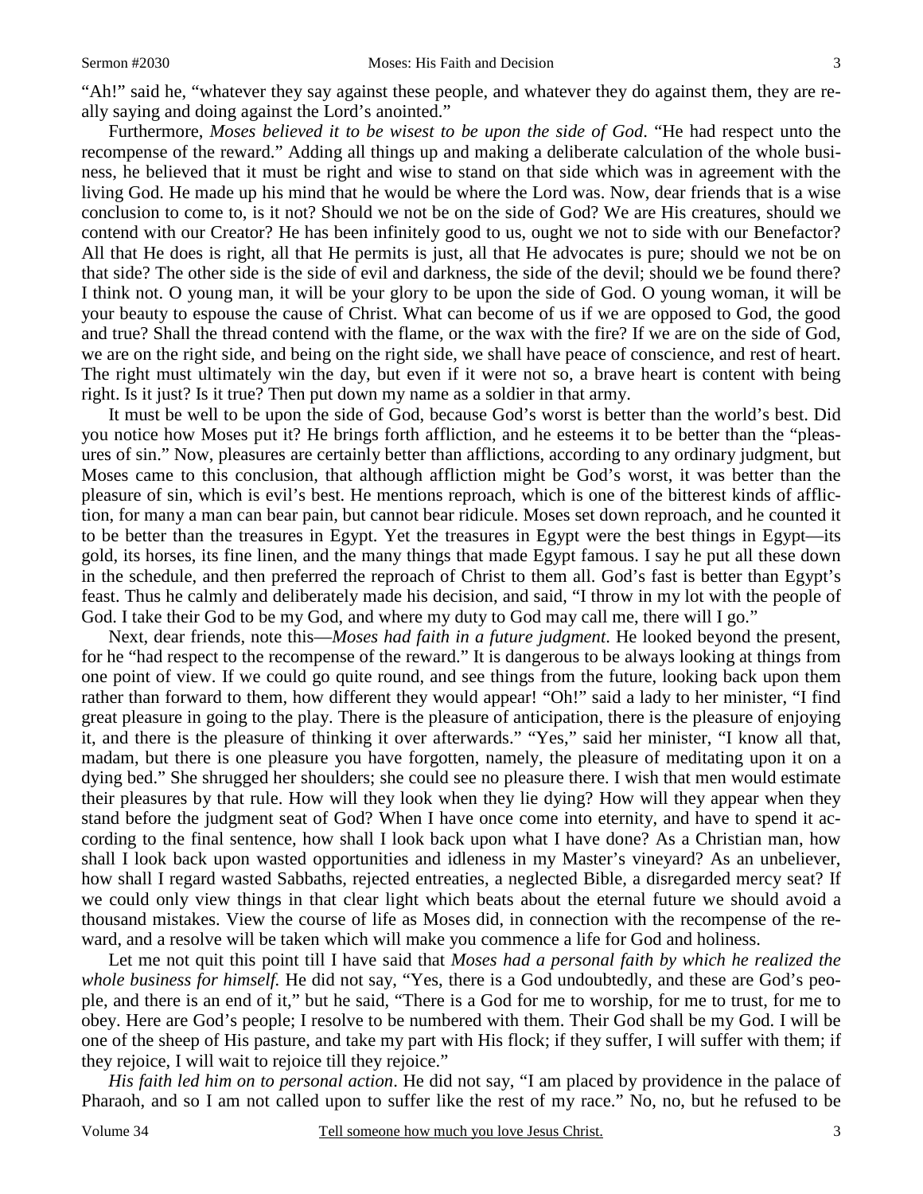"Ah!" said he, "whatever they say against these people, and whatever they do against them, they are really saying and doing against the Lord's anointed."

Furthermore, *Moses believed it to be wisest to be upon the side of God*. "He had respect unto the recompense of the reward." Adding all things up and making a deliberate calculation of the whole business, he believed that it must be right and wise to stand on that side which was in agreement with the living God. He made up his mind that he would be where the Lord was. Now, dear friends that is a wise conclusion to come to, is it not? Should we not be on the side of God? We are His creatures, should we contend with our Creator? He has been infinitely good to us, ought we not to side with our Benefactor? All that He does is right, all that He permits is just, all that He advocates is pure; should we not be on that side? The other side is the side of evil and darkness, the side of the devil; should we be found there? I think not. O young man, it will be your glory to be upon the side of God. O young woman, it will be your beauty to espouse the cause of Christ. What can become of us if we are opposed to God, the good and true? Shall the thread contend with the flame, or the wax with the fire? If we are on the side of God, we are on the right side, and being on the right side, we shall have peace of conscience, and rest of heart. The right must ultimately win the day, but even if it were not so, a brave heart is content with being right. Is it just? Is it true? Then put down my name as a soldier in that army.

It must be well to be upon the side of God, because God's worst is better than the world's best. Did you notice how Moses put it? He brings forth affliction, and he esteems it to be better than the "pleasures of sin." Now, pleasures are certainly better than afflictions, according to any ordinary judgment, but Moses came to this conclusion, that although affliction might be God's worst, it was better than the pleasure of sin, which is evil's best. He mentions reproach, which is one of the bitterest kinds of affliction, for many a man can bear pain, but cannot bear ridicule. Moses set down reproach, and he counted it to be better than the treasures in Egypt. Yet the treasures in Egypt were the best things in Egypt—its gold, its horses, its fine linen, and the many things that made Egypt famous. I say he put all these down in the schedule, and then preferred the reproach of Christ to them all. God's fast is better than Egypt's feast. Thus he calmly and deliberately made his decision, and said, "I throw in my lot with the people of God. I take their God to be my God, and where my duty to God may call me, there will I go."

Next, dear friends, note this—*Moses had faith in a future judgment*. He looked beyond the present, for he "had respect to the recompense of the reward." It is dangerous to be always looking at things from one point of view. If we could go quite round, and see things from the future, looking back upon them rather than forward to them, how different they would appear! "Oh!" said a lady to her minister, "I find great pleasure in going to the play. There is the pleasure of anticipation, there is the pleasure of enjoying it, and there is the pleasure of thinking it over afterwards." "Yes," said her minister, "I know all that, madam, but there is one pleasure you have forgotten, namely, the pleasure of meditating upon it on a dying bed." She shrugged her shoulders; she could see no pleasure there. I wish that men would estimate their pleasures by that rule. How will they look when they lie dying? How will they appear when they stand before the judgment seat of God? When I have once come into eternity, and have to spend it according to the final sentence, how shall I look back upon what I have done? As a Christian man, how shall I look back upon wasted opportunities and idleness in my Master's vineyard? As an unbeliever, how shall I regard wasted Sabbaths, rejected entreaties, a neglected Bible, a disregarded mercy seat? If we could only view things in that clear light which beats about the eternal future we should avoid a thousand mistakes. View the course of life as Moses did, in connection with the recompense of the reward, and a resolve will be taken which will make you commence a life for God and holiness.

Let me not quit this point till I have said that *Moses had a personal faith by which he realized the whole business for himself*. He did not say, "Yes, there is a God undoubtedly, and these are God's people, and there is an end of it," but he said, "There is a God for me to worship, for me to trust, for me to obey. Here are God's people; I resolve to be numbered with them. Their God shall be my God. I will be one of the sheep of His pasture, and take my part with His flock; if they suffer, I will suffer with them; if they rejoice, I will wait to rejoice till they rejoice."

*His faith led him on to personal action*. He did not say, "I am placed by providence in the palace of Pharaoh, and so I am not called upon to suffer like the rest of my race." No, no, but he refused to be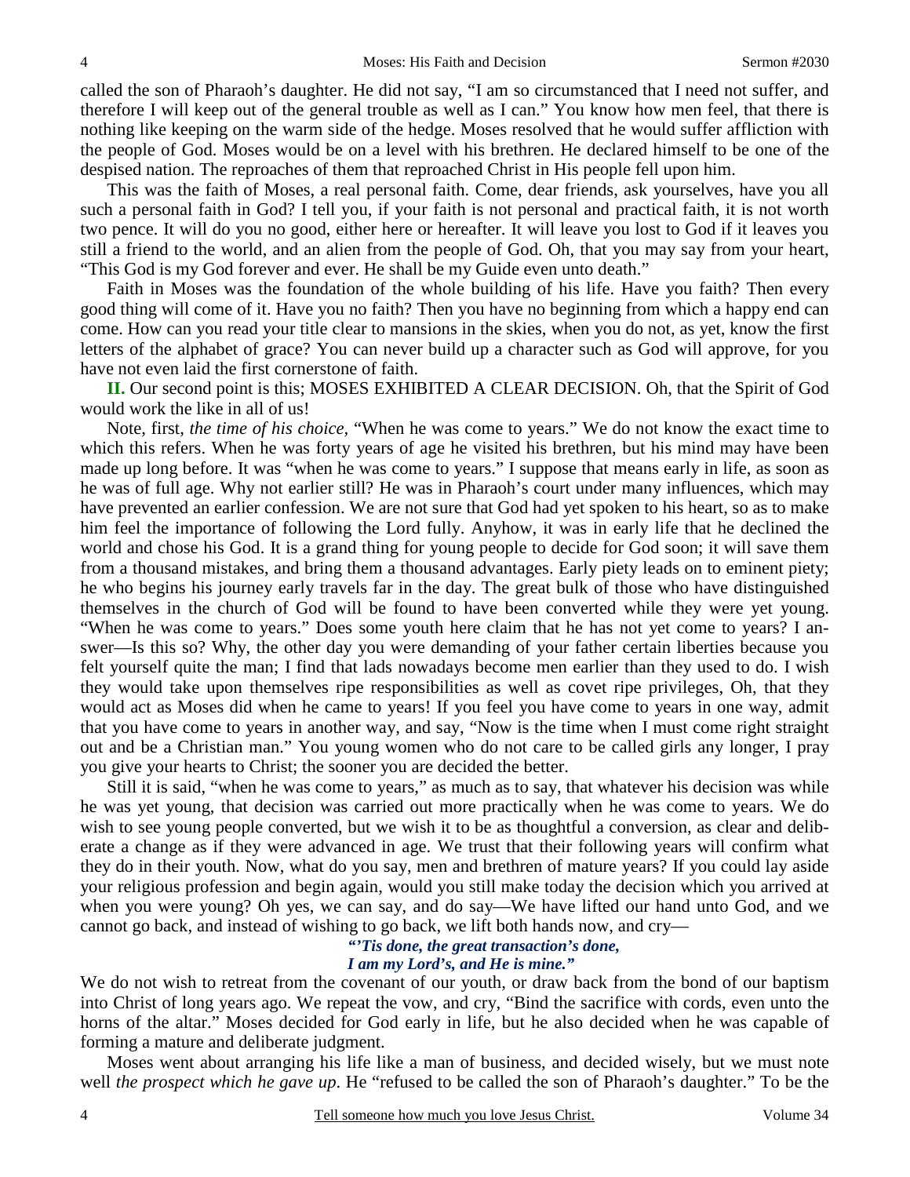called the son of Pharaoh's daughter. He did not say, "I am so circumstanced that I need not suffer, and therefore I will keep out of the general trouble as well as I can." You know how men feel, that there is nothing like keeping on the warm side of the hedge. Moses resolved that he would suffer affliction with the people of God. Moses would be on a level with his brethren. He declared himself to be one of the despised nation. The reproaches of them that reproached Christ in His people fell upon him.

This was the faith of Moses, a real personal faith. Come, dear friends, ask yourselves, have you all such a personal faith in God? I tell you, if your faith is not personal and practical faith, it is not worth two pence. It will do you no good, either here or hereafter. It will leave you lost to God if it leaves you still a friend to the world, and an alien from the people of God. Oh, that you may say from your heart, "This God is my God forever and ever. He shall be my Guide even unto death."

Faith in Moses was the foundation of the whole building of his life. Have you faith? Then every good thing will come of it. Have you no faith? Then you have no beginning from which a happy end can come. How can you read your title clear to mansions in the skies, when you do not, as yet, know the first letters of the alphabet of grace? You can never build up a character such as God will approve, for you have not even laid the first cornerstone of faith.

**II.** Our second point is this; MOSES EXHIBITED A CLEAR DECISION. Oh, that the Spirit of God would work the like in all of us!

Note, first, *the time of his choice,* "When he was come to years." We do not know the exact time to which this refers. When he was forty years of age he visited his brethren, but his mind may have been made up long before. It was "when he was come to years." I suppose that means early in life, as soon as he was of full age. Why not earlier still? He was in Pharaoh's court under many influences, which may have prevented an earlier confession. We are not sure that God had yet spoken to his heart, so as to make him feel the importance of following the Lord fully. Anyhow, it was in early life that he declined the world and chose his God. It is a grand thing for young people to decide for God soon; it will save them from a thousand mistakes, and bring them a thousand advantages. Early piety leads on to eminent piety; he who begins his journey early travels far in the day. The great bulk of those who have distinguished themselves in the church of God will be found to have been converted while they were yet young. "When he was come to years." Does some youth here claim that he has not yet come to years? I answer—Is this so? Why, the other day you were demanding of your father certain liberties because you felt yourself quite the man; I find that lads nowadays become men earlier than they used to do. I wish they would take upon themselves ripe responsibilities as well as covet ripe privileges, Oh, that they would act as Moses did when he came to years! If you feel you have come to years in one way, admit that you have come to years in another way, and say, "Now is the time when I must come right straight out and be a Christian man." You young women who do not care to be called girls any longer, I pray you give your hearts to Christ; the sooner you are decided the better.

Still it is said, "when he was come to years," as much as to say, that whatever his decision was while he was yet young, that decision was carried out more practically when he was come to years. We do wish to see young people converted, but we wish it to be as thoughtful a conversion, as clear and deliberate a change as if they were advanced in age. We trust that their following years will confirm what they do in their youth. Now, what do you say, men and brethren of mature years? If you could lay aside your religious profession and begin again, would you still make today the decision which you arrived at when you were young? Oh yes, we can say, and do say—We have lifted our hand unto God, and we cannot go back, and instead of wishing to go back, we lift both hands now, and cry—

> ***"'Tis done, the great transaction's done,***
> ***I am my Lord's, and He is mine."***

We do not wish to retreat from the covenant of our youth, or draw back from the bond of our baptism into Christ of long years ago. We repeat the vow, and cry, "Bind the sacrifice with cords, even unto the horns of the altar." Moses decided for God early in life, but he also decided when he was capable of forming a mature and deliberate judgment.

Moses went about arranging his life like a man of business, and decided wisely, but we must note well *the prospect which he gave up*. He "refused to be called the son of Pharaoh's daughter." To be the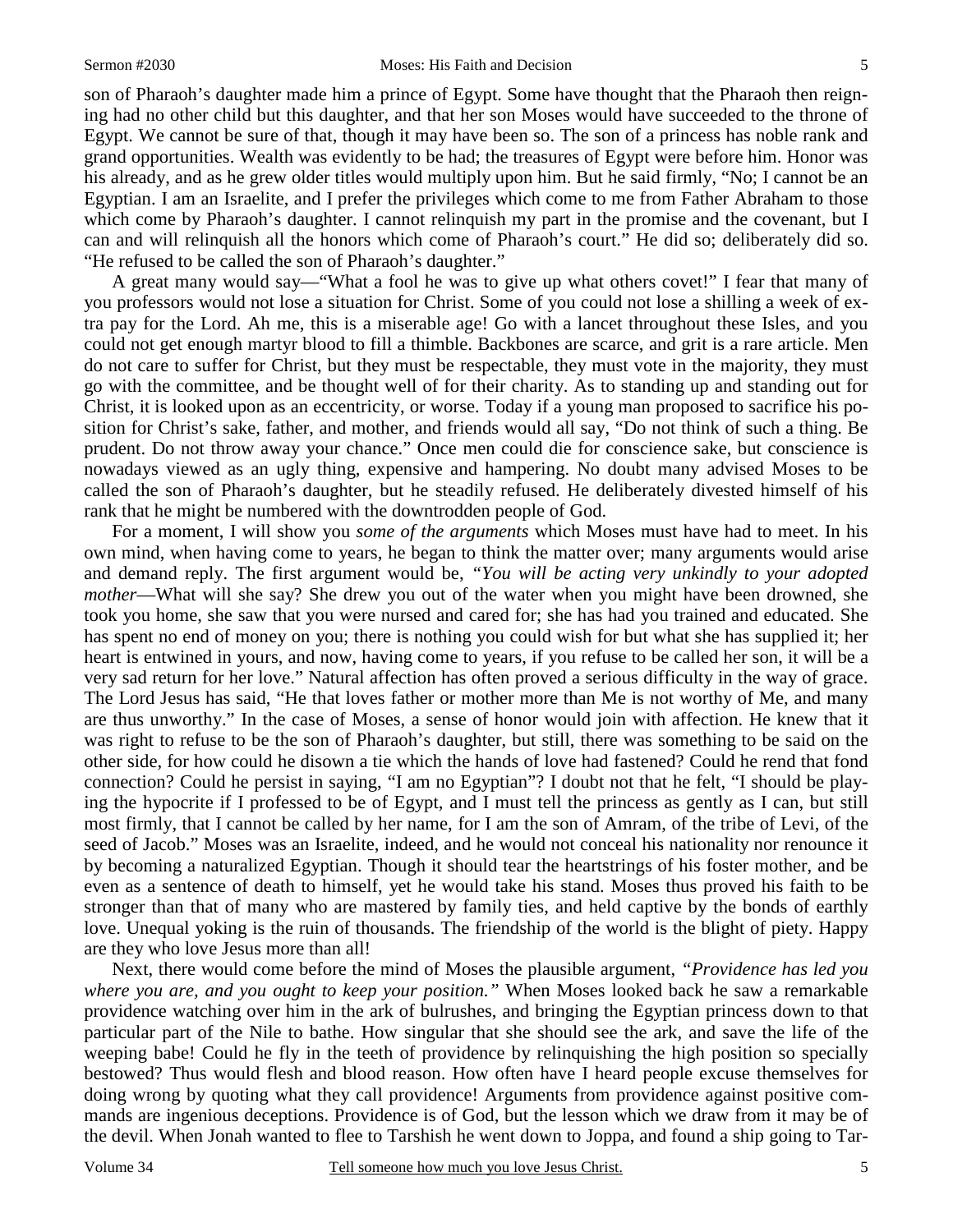son of Pharaoh's daughter made him a prince of Egypt. Some have thought that the Pharaoh then reigning had no other child but this daughter, and that her son Moses would have succeeded to the throne of Egypt. We cannot be sure of that, though it may have been so. The son of a princess has noble rank and grand opportunities. Wealth was evidently to be had; the treasures of Egypt were before him. Honor was his already, and as he grew older titles would multiply upon him. But he said firmly, "No; I cannot be an Egyptian. I am an Israelite, and I prefer the privileges which come to me from Father Abraham to those which come by Pharaoh's daughter. I cannot relinquish my part in the promise and the covenant, but I can and will relinquish all the honors which come of Pharaoh's court." He did so; deliberately did so. "He refused to be called the son of Pharaoh's daughter."

A great many would say—"What a fool he was to give up what others covet!" I fear that many of you professors would not lose a situation for Christ. Some of you could not lose a shilling a week of extra pay for the Lord. Ah me, this is a miserable age! Go with a lancet throughout these Isles, and you could not get enough martyr blood to fill a thimble. Backbones are scarce, and grit is a rare article. Men do not care to suffer for Christ, but they must be respectable, they must vote in the majority, they must go with the committee, and be thought well of for their charity. As to standing up and standing out for Christ, it is looked upon as an eccentricity, or worse. Today if a young man proposed to sacrifice his position for Christ's sake, father, and mother, and friends would all say, "Do not think of such a thing. Be prudent. Do not throw away your chance." Once men could die for conscience sake, but conscience is nowadays viewed as an ugly thing, expensive and hampering. No doubt many advised Moses to be called the son of Pharaoh's daughter, but he steadily refused. He deliberately divested himself of his rank that he might be numbered with the downtrodden people of God.

For a moment, I will show you *some of the arguments* which Moses must have had to meet. In his own mind, when having come to years, he began to think the matter over; many arguments would arise and demand reply. The first argument would be, *"You will be acting very unkindly to your adopted mother*—What will she say? She drew you out of the water when you might have been drowned, she took you home, she saw that you were nursed and cared for; she has had you trained and educated. She has spent no end of money on you; there is nothing you could wish for but what she has supplied it; her heart is entwined in yours, and now, having come to years, if you refuse to be called her son, it will be a very sad return for her love." Natural affection has often proved a serious difficulty in the way of grace. The Lord Jesus has said, "He that loves father or mother more than Me is not worthy of Me, and many are thus unworthy." In the case of Moses, a sense of honor would join with affection. He knew that it was right to refuse to be the son of Pharaoh's daughter, but still, there was something to be said on the other side, for how could he disown a tie which the hands of love had fastened? Could he rend that fond connection? Could he persist in saying, "I am no Egyptian"? I doubt not that he felt, "I should be playing the hypocrite if I professed to be of Egypt, and I must tell the princess as gently as I can, but still most firmly, that I cannot be called by her name, for I am the son of Amram, of the tribe of Levi, of the seed of Jacob." Moses was an Israelite, indeed, and he would not conceal his nationality nor renounce it by becoming a naturalized Egyptian. Though it should tear the heartstrings of his foster mother, and be even as a sentence of death to himself, yet he would take his stand. Moses thus proved his faith to be stronger than that of many who are mastered by family ties, and held captive by the bonds of earthly love. Unequal yoking is the ruin of thousands. The friendship of the world is the blight of piety. Happy are they who love Jesus more than all!

Next, there would come before the mind of Moses the plausible argument, *"Providence has led you where you are, and you ought to keep your position."* When Moses looked back he saw a remarkable providence watching over him in the ark of bulrushes, and bringing the Egyptian princess down to that particular part of the Nile to bathe. How singular that she should see the ark, and save the life of the weeping babe! Could he fly in the teeth of providence by relinquishing the high position so specially bestowed? Thus would flesh and blood reason. How often have I heard people excuse themselves for doing wrong by quoting what they call providence! Arguments from providence against positive commands are ingenious deceptions. Providence is of God, but the lesson which we draw from it may be of the devil. When Jonah wanted to flee to Tarshish he went down to Joppa, and found a ship going to Tar-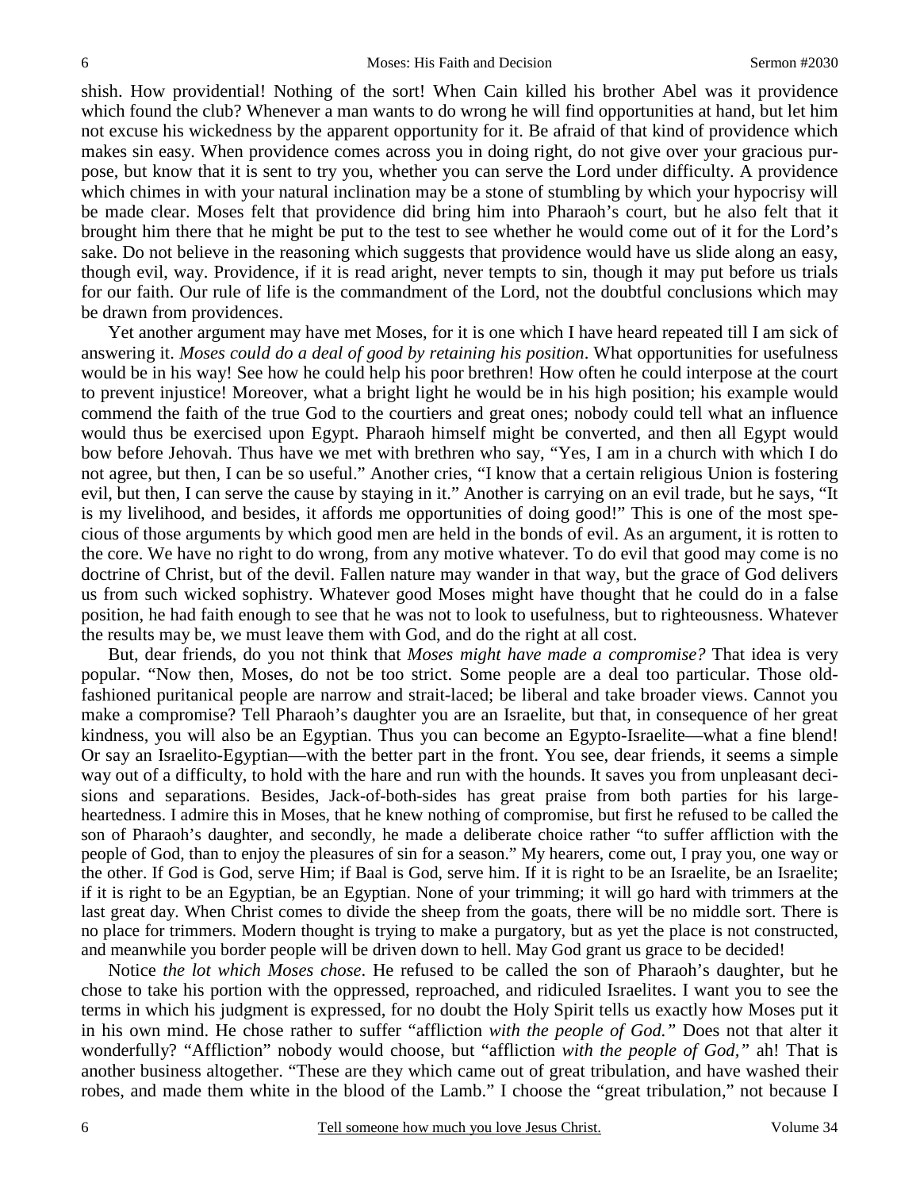shish. How providential! Nothing of the sort! When Cain killed his brother Abel was it providence which found the club? Whenever a man wants to do wrong he will find opportunities at hand, but let him not excuse his wickedness by the apparent opportunity for it. Be afraid of that kind of providence which makes sin easy. When providence comes across you in doing right, do not give over your gracious purpose, but know that it is sent to try you, whether you can serve the Lord under difficulty. A providence which chimes in with your natural inclination may be a stone of stumbling by which your hypocrisy will be made clear. Moses felt that providence did bring him into Pharaoh's court, but he also felt that it brought him there that he might be put to the test to see whether he would come out of it for the Lord's sake. Do not believe in the reasoning which suggests that providence would have us slide along an easy, though evil, way. Providence, if it is read aright, never tempts to sin, though it may put before us trials for our faith. Our rule of life is the commandment of the Lord, not the doubtful conclusions which may be drawn from providences.

Yet another argument may have met Moses, for it is one which I have heard repeated till I am sick of answering it. *Moses could do a deal of good by retaining his position*. What opportunities for usefulness would be in his way! See how he could help his poor brethren! How often he could interpose at the court to prevent injustice! Moreover, what a bright light he would be in his high position; his example would commend the faith of the true God to the courtiers and great ones; nobody could tell what an influence would thus be exercised upon Egypt. Pharaoh himself might be converted, and then all Egypt would bow before Jehovah. Thus have we met with brethren who say, "Yes, I am in a church with which I do not agree, but then, I can be so useful." Another cries, "I know that a certain religious Union is fostering evil, but then, I can serve the cause by staying in it." Another is carrying on an evil trade, but he says, "It is my livelihood, and besides, it affords me opportunities of doing good!" This is one of the most specious of those arguments by which good men are held in the bonds of evil. As an argument, it is rotten to the core. We have no right to do wrong, from any motive whatever. To do evil that good may come is no doctrine of Christ, but of the devil. Fallen nature may wander in that way, but the grace of God delivers us from such wicked sophistry. Whatever good Moses might have thought that he could do in a false position, he had faith enough to see that he was not to look to usefulness, but to righteousness. Whatever the results may be, we must leave them with God, and do the right at all cost.

But, dear friends, do you not think that *Moses might have made a compromise?* That idea is very popular. "Now then, Moses, do not be too strict. Some people are a deal too particular. Those old-fashioned puritanical people are narrow and strait-laced; be liberal and take broader views. Cannot you make a compromise? Tell Pharaoh's daughter you are an Israelite, but that, in consequence of her great kindness, you will also be an Egyptian. Thus you can become an Egypto-Israelite—what a fine blend! Or say an Israelito-Egyptian—with the better part in the front. You see, dear friends, it seems a simple way out of a difficulty, to hold with the hare and run with the hounds. It saves you from unpleasant decisions and separations. Besides, Jack-of-both-sides has great praise from both parties for his large-heartedness. I admire this in Moses, that he knew nothing of compromise, but first he refused to be called the son of Pharaoh's daughter, and secondly, he made a deliberate choice rather "to suffer affliction with the people of God, than to enjoy the pleasures of sin for a season." My hearers, come out, I pray you, one way or the other. If God is God, serve Him; if Baal is God, serve him. If it is right to be an Israelite, be an Israelite; if it is right to be an Egyptian, be an Egyptian. None of your trimming; it will go hard with trimmers at the last great day. When Christ comes to divide the sheep from the goats, there will be no middle sort. There is no place for trimmers. Modern thought is trying to make a purgatory, but as yet the place is not constructed, and meanwhile you border people will be driven down to hell. May God grant us grace to be decided!

Notice *the lot which Moses chose*. He refused to be called the son of Pharaoh's daughter, but he chose to take his portion with the oppressed, reproached, and ridiculed Israelites. I want you to see the terms in which his judgment is expressed, for no doubt the Holy Spirit tells us exactly how Moses put it in his own mind. He chose rather to suffer "affliction *with the people of God."* Does not that alter it wonderfully? "Affliction" nobody would choose, but "affliction *with the people of God,"* ah! That is another business altogether. "These are they which came out of great tribulation, and have washed their robes, and made them white in the blood of the Lamb." I choose the "great tribulation," not because I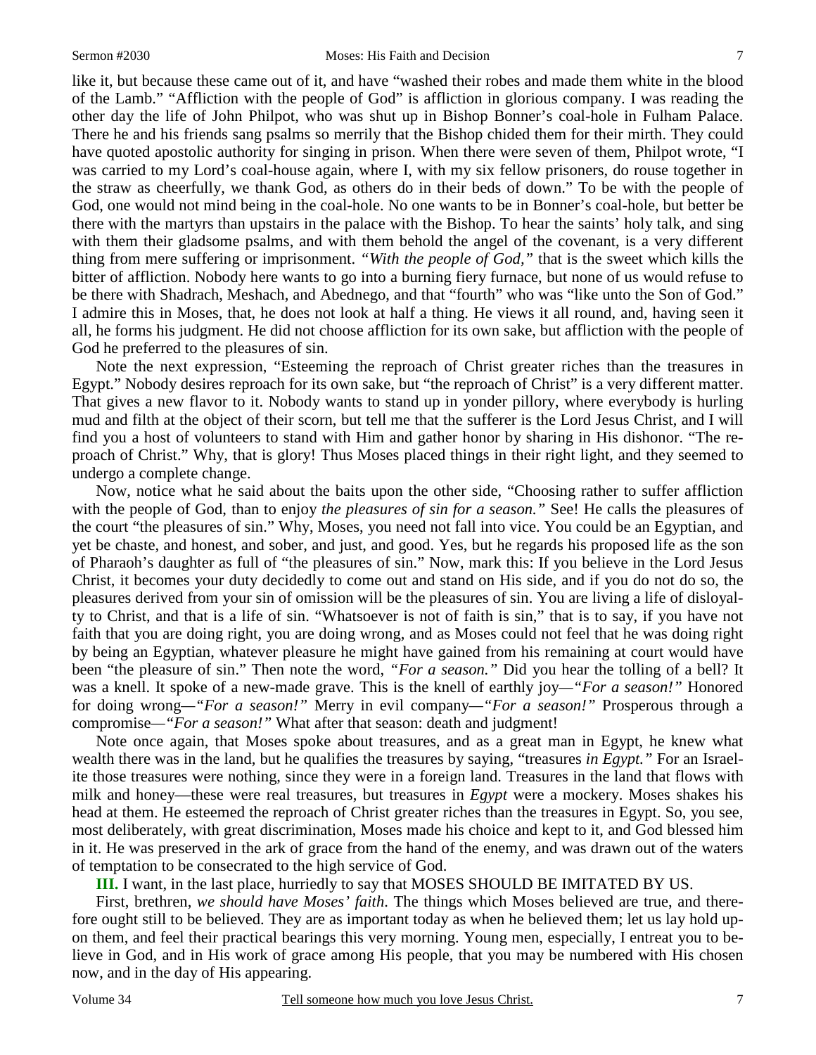like it, but because these came out of it, and have "washed their robes and made them white in the blood of the Lamb." "Affliction with the people of God" is affliction in glorious company. I was reading the other day the life of John Philpot, who was shut up in Bishop Bonner's coal-hole in Fulham Palace. There he and his friends sang psalms so merrily that the Bishop chided them for their mirth. They could have quoted apostolic authority for singing in prison. When there were seven of them, Philpot wrote, "I was carried to my Lord's coal-house again, where I, with my six fellow prisoners, do rouse together in the straw as cheerfully, we thank God, as others do in their beds of down." To be with the people of God, one would not mind being in the coal-hole. No one wants to be in Bonner's coal-hole, but better be there with the martyrs than upstairs in the palace with the Bishop. To hear the saints' holy talk, and sing with them their gladsome psalms, and with them behold the angel of the covenant, is a very different thing from mere suffering or imprisonment. *"With the people of God,"* that is the sweet which kills the bitter of affliction. Nobody here wants to go into a burning fiery furnace, but none of us would refuse to be there with Shadrach, Meshach, and Abednego, and that "fourth" who was "like unto the Son of God." I admire this in Moses, that, he does not look at half a thing. He views it all round, and, having seen it all, he forms his judgment. He did not choose affliction for its own sake, but affliction with the people of God he preferred to the pleasures of sin.

Note the next expression, "Esteeming the reproach of Christ greater riches than the treasures in Egypt." Nobody desires reproach for its own sake, but "the reproach of Christ" is a very different matter. That gives a new flavor to it. Nobody wants to stand up in yonder pillory, where everybody is hurling mud and filth at the object of their scorn, but tell me that the sufferer is the Lord Jesus Christ, and I will find you a host of volunteers to stand with Him and gather honor by sharing in His dishonor. "The reproach of Christ." Why, that is glory! Thus Moses placed things in their right light, and they seemed to undergo a complete change.

Now, notice what he said about the baits upon the other side, "Choosing rather to suffer affliction with the people of God, than to enjoy *the pleasures of sin for a season."* See! He calls the pleasures of the court "the pleasures of sin." Why, Moses, you need not fall into vice. You could be an Egyptian, and yet be chaste, and honest, and sober, and just, and good. Yes, but he regards his proposed life as the son of Pharaoh's daughter as full of "the pleasures of sin." Now, mark this: If you believe in the Lord Jesus Christ, it becomes your duty decidedly to come out and stand on His side, and if you do not do so, the pleasures derived from your sin of omission will be the pleasures of sin. You are living a life of disloyalty to Christ, and that is a life of sin. "Whatsoever is not of faith is sin," that is to say, if you have not faith that you are doing right, you are doing wrong, and as Moses could not feel that he was doing right by being an Egyptian, whatever pleasure he might have gained from his remaining at court would have been "the pleasure of sin." Then note the word, *"For a season."* Did you hear the tolling of a bell? It was a knell. It spoke of a new-made grave. This is the knell of earthly joy—*"For a season!"* Honored for doing wrong—*"For a season!"* Merry in evil company—*"For a season!"* Prosperous through a compromise—*"For a season!"* What after that season: death and judgment!

Note once again, that Moses spoke about treasures, and as a great man in Egypt, he knew what wealth there was in the land, but he qualifies the treasures by saying, "treasures *in Egypt."* For an Israelite those treasures were nothing, since they were in a foreign land. Treasures in the land that flows with milk and honey—these were real treasures, but treasures in *Egypt* were a mockery. Moses shakes his head at them. He esteemed the reproach of Christ greater riches than the treasures in Egypt. So, you see, most deliberately, with great discrimination, Moses made his choice and kept to it, and God blessed him in it. He was preserved in the ark of grace from the hand of the enemy, and was drawn out of the waters of temptation to be consecrated to the high service of God.

**III.** I want, in the last place, hurriedly to say that MOSES SHOULD BE IMITATED BY US.

First, brethren, *we should have Moses' faith*. The things which Moses believed are true, and therefore ought still to be believed. They are as important today as when he believed them; let us lay hold upon them, and feel their practical bearings this very morning. Young men, especially, I entreat you to believe in God, and in His work of grace among His people, that you may be numbered with His chosen now, and in the day of His appearing.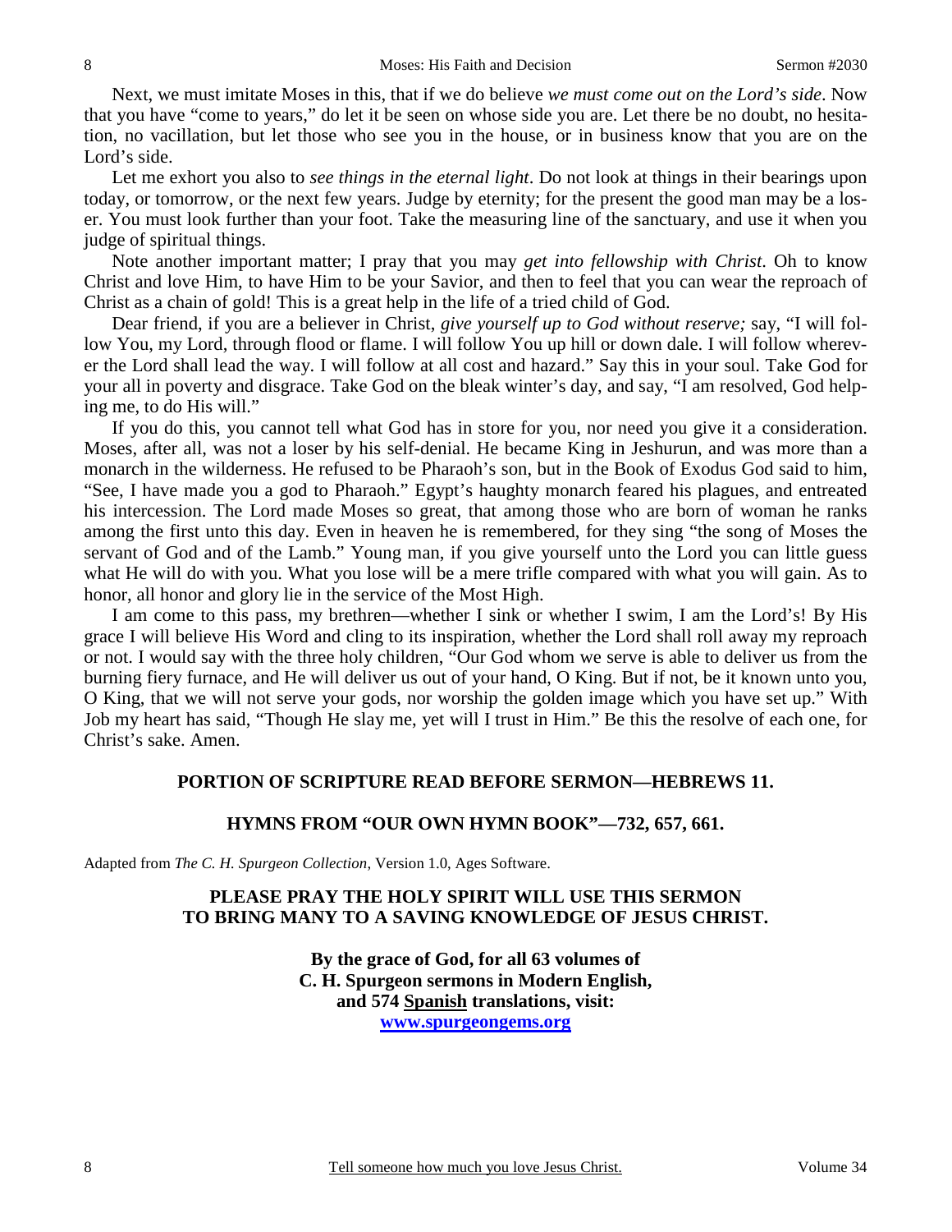Next, we must imitate Moses in this, that if we do believe *we must come out on the Lord's side*. Now that you have "come to years," do let it be seen on whose side you are. Let there be no doubt, no hesitation, no vacillation, but let those who see you in the house, or in business know that you are on the Lord's side.

Let me exhort you also to *see things in the eternal light*. Do not look at things in their bearings upon today, or tomorrow, or the next few years. Judge by eternity; for the present the good man may be a loser. You must look further than your foot. Take the measuring line of the sanctuary, and use it when you judge of spiritual things.

Note another important matter; I pray that you may *get into fellowship with Christ*. Oh to know Christ and love Him, to have Him to be your Savior, and then to feel that you can wear the reproach of Christ as a chain of gold! This is a great help in the life of a tried child of God.

Dear friend, if you are a believer in Christ, *give yourself up to God without reserve;* say, "I will follow You, my Lord, through flood or flame. I will follow You up hill or down dale. I will follow wherever the Lord shall lead the way. I will follow at all cost and hazard." Say this in your soul. Take God for your all in poverty and disgrace. Take God on the bleak winter's day, and say, "I am resolved, God helping me, to do His will."

If you do this, you cannot tell what God has in store for you, nor need you give it a consideration. Moses, after all, was not a loser by his self-denial. He became King in Jeshurun, and was more than a monarch in the wilderness. He refused to be Pharaoh's son, but in the Book of Exodus God said to him, "See, I have made you a god to Pharaoh." Egypt's haughty monarch feared his plagues, and entreated his intercession. The Lord made Moses so great, that among those who are born of woman he ranks among the first unto this day. Even in heaven he is remembered, for they sing "the song of Moses the servant of God and of the Lamb." Young man, if you give yourself unto the Lord you can little guess what He will do with you. What you lose will be a mere trifle compared with what you will gain. As to honor, all honor and glory lie in the service of the Most High.

I am come to this pass, my brethren—whether I sink or whether I swim, I am the Lord's! By His grace I will believe His Word and cling to its inspiration, whether the Lord shall roll away my reproach or not. I would say with the three holy children, "Our God whom we serve is able to deliver us from the burning fiery furnace, and He will deliver us out of your hand, O King. But if not, be it known unto you, O King, that we will not serve your gods, nor worship the golden image which you have set up." With Job my heart has said, "Though He slay me, yet will I trust in Him." Be this the resolve of each one, for Christ's sake. Amen.

**PORTION OF SCRIPTURE READ BEFORE SERMON—HEBREWS 11.**

**HYMNS FROM "OUR OWN HYMN BOOK"—732, 657, 661.**

Adapted from *The C. H. Spurgeon Collection*, Version 1.0, Ages Software.

**PLEASE PRAY THE HOLY SPIRIT WILL USE THIS SERMON TO BRING MANY TO A SAVING KNOWLEDGE OF JESUS CHRIST.**

**By the grace of God, for all 63 volumes of C. H. Spurgeon sermons in Modern English, and 574 Spanish translations, visit: www.spurgeongems.org**